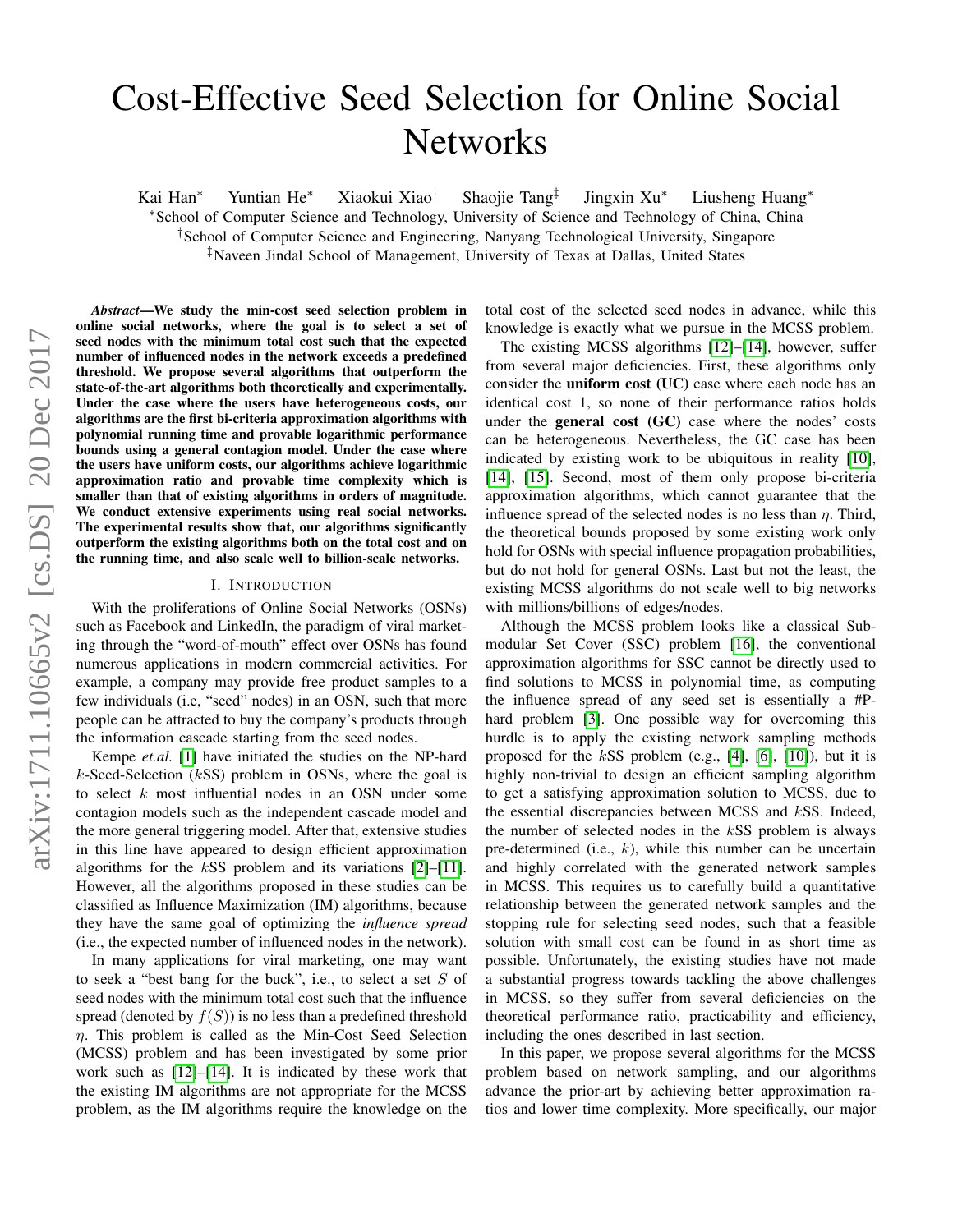# Cost-Effective Seed Selection for Online Social Networks

Kai Han[*] Yuntian He[*] Xiaokui Xiao[†] Shaojie Tang[‡] Jingxin Xu[*] Liusheng Huang[*]

[*]School of Computer Science and Technology, University of Science and Technology of China, China

[†]School of Computer Science and Engineering, Nanyang Technological University, Singapore

[‡]Naveen Jindal School of Management, University of Texas at Dallas, United States

***Abstract*—We study the min-cost seed selection problem in online social networks, where the goal is to select a set of seed nodes with the minimum total cost such that the expected number of influenced nodes in the network exceeds a predefined threshold. We propose several algorithms that outperform the state-of-the-art algorithms both theoretically and experimentally. Under the case where the users have heterogeneous costs, our algorithms are the first bi-criteria approximation algorithms with polynomial running time and provable logarithmic performance bounds using a general contagion model. Under the case where the users have uniform costs, our algorithms achieve logarithmic approximation ratio and provable time complexity which is smaller than that of existing algorithms in orders of magnitude. We conduct extensive experiments using real social networks. The experimental results show that, our algorithms significantly outperform the existing algorithms both on the total cost and on the running time, and also scale well to billion-scale networks.**

## I. Introduction

With the proliferations of Online Social Networks (OSNs) such as Facebook and LinkedIn, the paradigm of viral marketing through the "word-of-mouth" effect over OSNs has found numerous applications in modern commercial activities. For example, a company may provide free product samples to a few individuals (i.e, "seed" nodes) in an OSN, such that more people can be attracted to buy the company's products through the information cascade starting from the seed nodes.

Kempe *et.al.* [1] have initiated the studies on the NP-hard $k$-Seed-Selection ($k$SS) problem in OSNs, where the goal is to select $k$ most influential nodes in an OSN under some contagion models such as the independent cascade model and the more general triggering model. After that, extensive studies in this line have appeared to design efficient approximation algorithms for the $k$SS problem and its variations [2]–[11]. However, all the algorithms proposed in these studies can be classified as Influence Maximization (IM) algorithms, because they have the same goal of optimizing the *influence spread* (i.e., the expected number of influenced nodes in the network).

In many applications for viral marketing, one may want to seek a "best bang for the buck", i.e., to select a set $S$ of seed nodes with the minimum total cost such that the influence spread (denoted by $f(S)$) is no less than a predefined threshold $\eta$. This problem is called as the Min-Cost Seed Selection (MCSS) problem and has been investigated by some prior work such as [12]–[14]. It is indicated by these work that the existing IM algorithms are not appropriate for the MCSS problem, as the IM algorithms require the knowledge on the total cost of the selected seed nodes in advance, while this knowledge is exactly what we pursue in the MCSS problem.

The existing MCSS algorithms [12]–[14], however, suffer from several major deficiencies. First, these algorithms only consider the **uniform cost (UC)** case where each node has an identical cost 1, so none of their performance ratios holds under the **general cost (GC)** case where the nodes' costs can be heterogeneous. Nevertheless, the GC case has been indicated by existing work to be ubiquitous in reality [10], [14], [15]. Second, most of them only propose bi-criteria approximation algorithms, which cannot guarantee that the influence spread of the selected nodes is no less than $\eta$. Third, the theoretical bounds proposed by some existing work only hold for OSNs with special influence propagation probabilities, but do not hold for general OSNs. Last but not the least, the existing MCSS algorithms do not scale well to big networks with millions/billions of edges/nodes.

Although the MCSS problem looks like a classical Submodular Set Cover (SSC) problem [16], the conventional approximation algorithms for SSC cannot be directly used to find solutions to MCSS in polynomial time, as computing the influence spread of any seed set is essentially a #P-hard problem [3]. One possible way for overcoming this hurdle is to apply the existing network sampling methods proposed for the $k$SS problem (e.g., [4], [6], [10]), but it is highly non-trivial to design an efficient sampling algorithm to get a satisfying approximation solution to MCSS, due to the essential discrepancies between MCSS and $k$SS. Indeed, the number of selected nodes in the $k$SS problem is always pre-determined (i.e., $k$), while this number can be uncertain and highly correlated with the generated network samples in MCSS. This requires us to carefully build a quantitative relationship between the generated network samples and the stopping rule for selecting seed nodes, such that a feasible solution with small cost can be found in as short time as possible. Unfortunately, the existing studies have not made a substantial progress towards tackling the above challenges in MCSS, so they suffer from several deficiencies on the theoretical performance ratio, practicability and efficiency, including the ones described in last section.

In this paper, we propose several algorithms for the MCSS problem based on network sampling, and our algorithms advance the prior-art by achieving better approximation ratios and lower time complexity. More specifically, our major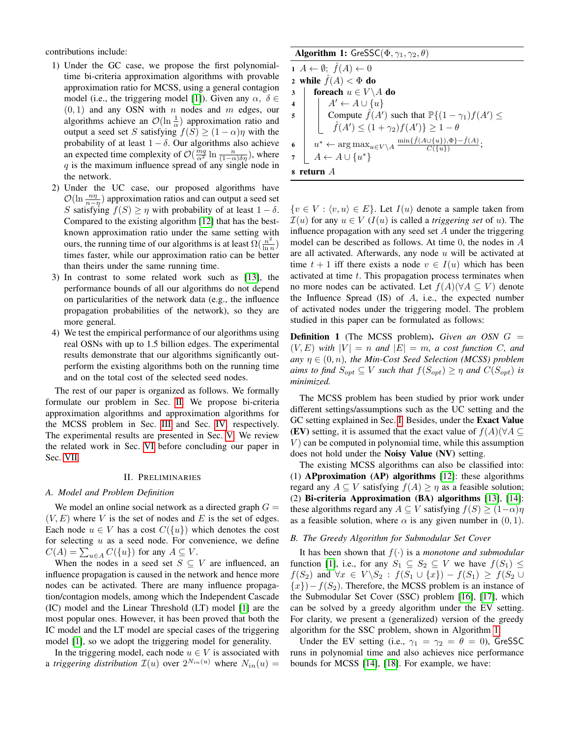contributions include:

1) Under the GC case, we propose the first polynomial-time bi-criteria approximation algorithms with provable approximation ratio for MCSS, using a general contagion model (i.e., the triggering model [1]). Given any $\alpha,\ \delta \in (0,1)$ and any OSN with $n$ nodes and $m$ edges, our algorithms achieve an $\mathcal{O}(\ln\frac{1}{\alpha})$ approximation ratio and output a seed set $S$ satisfying $f(S) \geq (1-\alpha)\eta$ with the probability of at least $1-\delta$. Our algorithms also achieve an expected time complexity of $\mathcal{O}(\frac{mq}{\alpha^2}\ln\frac{n}{(1-\alpha)\delta\eta})$, where $q$ is the maximum influence spread of any single node in the network.
2) Under the UC case, our proposed algorithms have $\mathcal{O}(\ln\frac{n\eta}{n-\eta})$ approximation ratios and can output a seed set $S$ satisfying $f(S) \geq \eta$ with probability of at least $1-\delta$. Compared to the existing algorithm [12] that has the best-known approximation ratio under the same setting with ours, the running time of our algorithms is at least $\Omega(\frac{n^2}{\ln n})$ times faster, while our approximation ratio can be better than theirs under the same running time.
3) In contrast to some related work such as [13], the performance bounds of all our algorithms do not depend on particularities of the network data (e.g., the influence propagation probabilities of the network), so they are more general.
4) We test the empirical performance of our algorithms using real OSNs with up to 1.5 billion edges. The experimental results demonstrate that our algorithms significantly outperform the existing algorithms both on the running time and on the total cost of the selected seed nodes.

The rest of our paper is organized as follows. We formally formulate our problem in Sec. II. We propose bi-criteria approximation algorithms and approximation algorithms for the MCSS problem in Sec. III and Sec. IV, respectively. The experimental results are presented in Sec. V. We review the related work in Sec. VI before concluding our paper in Sec. VII.

## II. Preliminaries

### A. Model and Problem Definition

We model an online social network as a directed graph $G = (V,E)$ where $V$ is the set of nodes and $E$ is the set of edges. Each node $u \in V$ has a cost $C(\{u\})$ which denotes the cost for selecting $u$ as a seed node. For convenience, we define $C(A) = \sum_{u\in A} C(\{u\})$ for any $A \subseteq V$.

When the nodes in a seed set $S \subseteq V$ are influenced, an influence propagation is caused in the network and hence more nodes can be activated. There are many influence propagation/contagion models, among which the Independent Cascade (IC) model and the Linear Threshold (LT) model [1] are the most popular ones. However, it has been proved that both the IC model and the LT model are special cases of the triggering model [1], so we adopt the triggering model for generality.

In the triggering model, each node $u \in V$ is associated with a *triggering distribution* $\mathcal{I}(u)$ over $2^{N_{in}(u)}$ where $N_{in}(u) = \{v \in V : \langle v,u\rangle \in E\}$. Let $I(u)$ denote a sample taken from $\mathcal{I}(u)$ for any $u \in V$ ($I(u)$ is called a *triggering set* of $u$). The influence propagation with any seed set $A$ under the triggering model can be described as follows. At time 0, the nodes in $A$ are all activated. Afterwards, any node $u$ will be activated at time $t+1$ iff there exists a node $v \in I(u)$ which has been activated at time $t$. This propagation process terminates when no more nodes can be activated. Let $f(A) (\forall A \subseteq V)$ denote the Influence Spread (IS) of $A$, i.e., the expected number of activated nodes under the triggering model. The problem studied in this paper can be formulated as follows:

**Definition 1** (The MCSS problem). *Given an OSN $G = (V,E)$ with $|V| = n$ and $|E| = m$, a cost function $C$, and any $\eta \in (0,n)$, the Min-Cost Seed Selection (MCSS) problem aims to find $S_{opt} \subseteq V$ such that $f(S_{opt}) \geq \eta$ and $C(S_{opt})$ is minimized.*

The MCSS problem has been studied by prior work under different settings/assumptions such as the UC setting and the GC setting explained in Sec. I. Besides, under the **Exact Value (EV)** setting, it is assumed that the exact value of $f(A) (\forall A \subseteq V)$ can be computed in polynomial time, while this assumption does not hold under the **Noisy Value (NV)** setting.

The existing MCSS algorithms can also be classified into: (1) **APproximation (AP) algorithms** [12]: these algorithms regard any $A \subseteq V$ satisfying $f(A) \geq \eta$ as a feasible solution; (2) **Bi-criteria Approximation (BA) algorithms** [13], [14]: these algorithms regard any $A \subseteq V$ satisfying $f(S) \geq (1-\alpha)\eta$ as a feasible solution, where $\alpha$ is any given number in $(0,1)$.

### B. The Greedy Algorithm for Submodular Set Cover

It has been shown that $f(\cdot)$ is a *monotone and submodular* function [1], i.e., for any $S_1 \subseteq S_2 \subseteq V$ we have $f(S_1) \leq f(S_2)$ and $\forall x \in V\backslash S_2 : f(S_1 \cup \{x\}) - f(S_1) \geq f(S_2 \cup \{x\}) - f(S_2)$. Therefore, the MCSS problem is an instance of the Submodular Set Cover (SSC) problem [16], [17], which can be solved by a greedy algorithm under the EV setting. For clarity, we present a (generalized) version of the greedy algorithm for the SSC problem, shown in Algorithm 1.

**Algorithm 1:** GreSSC($\Phi, \gamma_1, \gamma_2, \theta$)

```
1  A ← ∅; f̂(A) ← 0
2  while f̂(A) < Φ do
3      foreach u ∈ V\A do
4          A' ← A ∪ {u}
5          Compute f̂(A') such that P{(1 − γ1)f(A') ≤ f̂(A') ≤ (1 + γ2)f(A')} ≥ 1 − θ
6      u* ← arg max_{u∈V\A} min{f̂(A∪{u}), Φ} − f̂(A) / C({u});
7      A ← A ∪ {u*}
8  return A
```

Under the EV setting (i.e., $\gamma_1 = \gamma_2 = \theta = 0$), GreSSC runs in polynomial time and also achieves nice performance bounds for MCSS [14], [18]. For example, we have: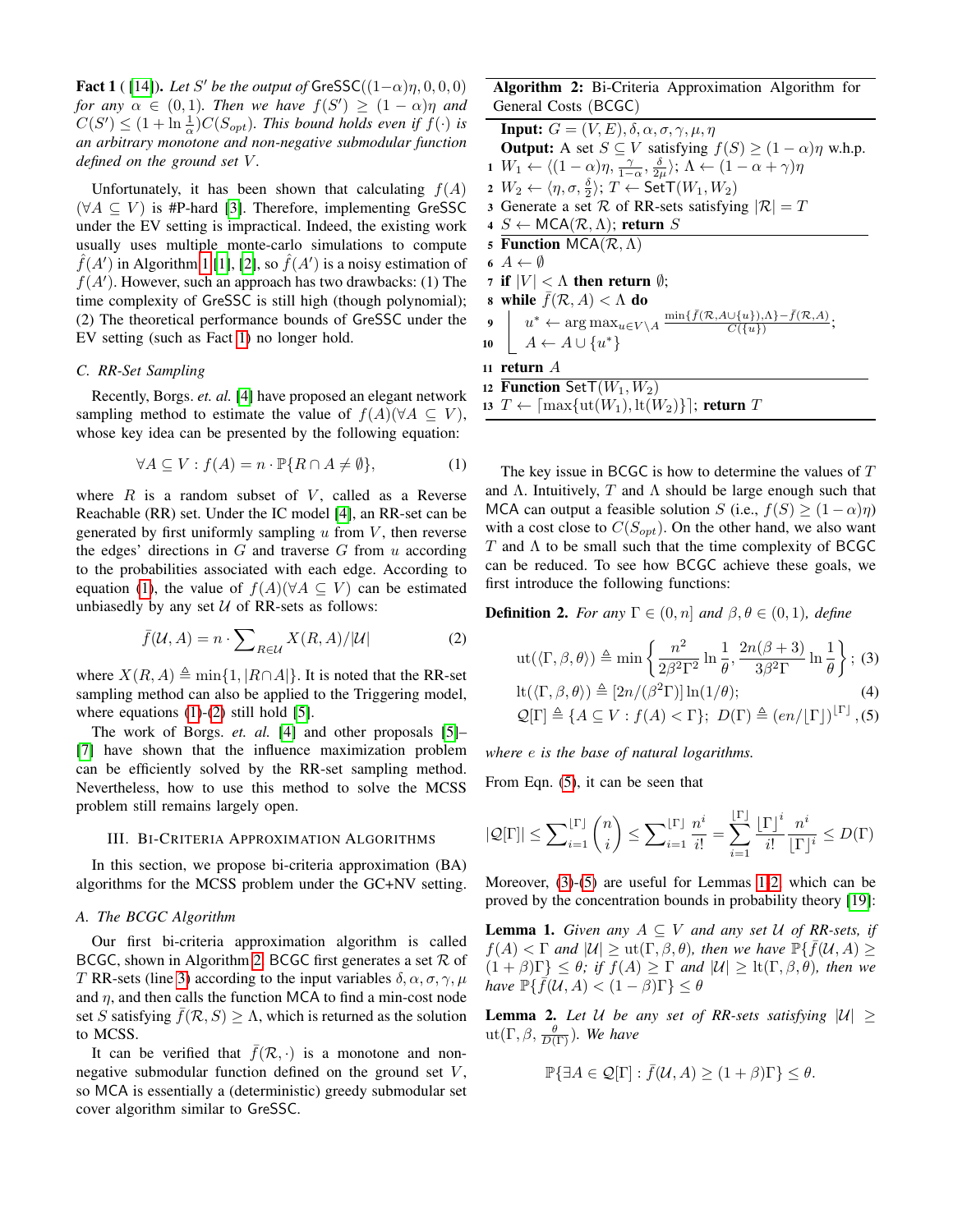**Fact 1** ( [14]). *Let $S'$ be the output of* $\mathsf{GreSSC}((1-\alpha)\eta, 0, 0, 0)$ *for any $\alpha \in (0,1)$. Then we have $f(S') \geq (1-\alpha)\eta$ and $C(S') \leq (1 + \ln \frac{1}{\alpha})C(S_{opt})$. This bound holds even if $f(\cdot)$ is an arbitrary monotone and non-negative submodular function defined on the ground set $V$.*

Unfortunately, it has been shown that calculating $f(A)$ $(\forall A \subseteq V)$ is #P-hard [3]. Therefore, implementing GreSSC under the EV setting is impractical. Indeed, the existing work usually uses multiple monte-carlo simulations to compute $\hat{f}(A')$ in Algorithm 1 [1], [2], so $\hat{f}(A')$ is a noisy estimation of $f(A')$. However, such an approach has two drawbacks: (1) The time complexity of GreSSC is still high (though polynomial); (2) The theoretical performance bounds of GreSSC under the EV setting (such as Fact 1) no longer hold.

### C. RR-Set Sampling

Recently, Borgs. *et. al.* [4] have proposed an elegant network sampling method to estimate the value of $f(A)(\forall A \subseteq V)$, whose key idea can be presented by the following equation:

$$\forall A \subseteq V : f(A) = n \cdot \mathbb{P}\{R \cap A \neq \emptyset\}, \tag{1}$$

where $R$ is a random subset of $V$, called as a Reverse Reachable (RR) set. Under the IC model [4], an RR-set can be generated by first uniformly sampling $u$ from $V$, then reverse the edges' directions in $G$ and traverse $G$ from $u$ according to the probabilities associated with each edge. According to equation (1), the value of $f(A)(\forall A \subseteq V)$ can be estimated unbiasedly by any set $\mathcal{U}$ of RR-sets as follows:

$$\bar{f}(\mathcal{U}, A) = n \cdot \sum\nolimits_{R \in \mathcal{U}} X(R, A)/|\mathcal{U}| \tag{2}$$

where $X(R, A) \triangleq \min\{1, |R \cap A|\}$. It is noted that the RR-set sampling method can also be applied to the Triggering model, where equations (1)-(2) still hold [5].

The work of Borgs. *et. al.* [4] and other proposals [5]–[7] have shown that the influence maximization problem can be efficiently solved by the RR-set sampling method. Nevertheless, how to use this method to solve the MCSS problem still remains largely open.

## III. Bi-Criteria Approximation Algorithms

In this section, we propose bi-criteria approximation (BA) algorithms for the MCSS problem under the GC+NV setting.

### A. The BCGC Algorithm

Our first bi-criteria approximation algorithm is called BCGC, shown in Algorithm 2. BCGC first generates a set $\mathcal{R}$ of $T$ RR-sets (line 3) according to the input variables $\delta, \alpha, \sigma, \gamma, \mu$ and $\eta$, and then calls the function MCA to find a min-cost node set $S$ satisfying $\bar{f}(\mathcal{R}, S) \geq \Lambda$, which is returned as the solution to MCSS.

It can be verified that $\bar{f}(\mathcal{R}, \cdot)$ is a monotone and non-negative submodular function defined on the ground set $V$, so MCA is essentially a (deterministic) greedy submodular set cover algorithm similar to GreSSC.

**Algorithm 2:** Bi-Criteria Approximation Algorithm for General Costs (BCGC)

```
Input: G = (V, E), δ, α, σ, γ, μ, η
Output: A set S ⊆ V satisfying f(S) ≥ (1 − α)η w.h.p.
1  W1 ← ⟨(1 − α)η, γ/(1−α), δ/(2μ)⟩; Λ ← (1 − α + γ)η
2  W2 ← ⟨η, σ, δ/2⟩; T ← SetT(W1, W2)
3  Generate a set R of RR-sets satisfying |R| = T
4  S ← MCA(R, Λ); return S
5  Function MCA(R, Λ)
6    A ← ∅
7    if |V| < Λ then return ∅;
8    while f̄(R, A) < Λ do
9      u* ← arg max_{u∈V\A} (min{f̄(R, A∪{u}), Λ} − f̄(R, A)) / C({u});
10     A ← A ∪ {u*}
11   return A
12 Function SetT(W1, W2)
13   T ← ⌈max{ut(W1), lt(W2)}⌉; return T
```

The key issue in BCGC is how to determine the values of $T$ and $\Lambda$. Intuitively, $T$ and $\Lambda$ should be large enough such that MCA can output a feasible solution $S$ (i.e., $f(S) \geq (1-\alpha)\eta$) with a cost close to $C(S_{opt})$. On the other hand, we also want $T$ and $\Lambda$ to be small such that the time complexity of BCGC can be reduced. To see how BCGC achieve these goals, we first introduce the following functions:

**Definition 2.** *For any $\Gamma \in (0, n]$ and $\beta, \theta \in (0,1)$, define*

$$\mathrm{ut}(\langle \Gamma, \beta, \theta \rangle) \triangleq \min\left\{\frac{n^2}{2\beta^2\Gamma^2}\ln\frac{1}{\theta}, \frac{2n(\beta+3)}{3\beta^2\Gamma}\ln\frac{1}{\theta}\right\}; \tag{3}$$

$$\mathrm{lt}(\langle \Gamma, \beta, \theta \rangle) \triangleq [2n/(\beta^2\Gamma)]\ln(1/\theta); \tag{4}$$

$$\mathcal{Q}[\Gamma] \triangleq \{A \subseteq V : f(A) < \Gamma\}; \; D(\Gamma) \triangleq (en/\lfloor\Gamma\rfloor)^{\lfloor\Gamma\rfloor}, \tag{5}$$

*where $e$ is the base of natural logarithms.*

From Eqn. (5), it can be seen that

$$|\mathcal{Q}[\Gamma]| \leq \sum\nolimits_{i=1}^{\lfloor\Gamma\rfloor}\binom{n}{i} \leq \sum\nolimits_{i=1}^{\lfloor\Gamma\rfloor}\frac{n^i}{i!} = \sum_{i=1}^{\lfloor\Gamma\rfloor}\frac{\lfloor\Gamma\rfloor^i}{i!}\frac{n^i}{\lfloor\Gamma\rfloor^i} \leq D(\Gamma)$$

Moreover, (3)-(5) are useful for Lemmas 1,2, which can be proved by the concentration bounds in probability theory [19]:

**Lemma 1.** *Given any $A \subseteq V$ and any set $\mathcal{U}$ of RR-sets, if $f(A) < \Gamma$ and $|\mathcal{U}| \geq \mathrm{ut}(\Gamma, \beta, \theta)$, then we have $\mathbb{P}\{\bar{f}(\mathcal{U}, A) \geq (1+\beta)\Gamma\} \leq \theta$; if $f(A) \geq \Gamma$ and $|\mathcal{U}| \geq \mathrm{lt}(\Gamma, \beta, \theta)$, then we have $\mathbb{P}\{\bar{f}(\mathcal{U}, A) < (1-\beta)\Gamma\} \leq \theta$*

**Lemma 2.** *Let $\mathcal{U}$ be any set of RR-sets satisfying $|\mathcal{U}| \geq \mathrm{ut}(\Gamma, \beta, \frac{\theta}{D(\Gamma)})$. We have*

$$\mathbb{P}\{\exists A \in \mathcal{Q}[\Gamma] : \bar{f}(\mathcal{U}, A) \geq (1+\beta)\Gamma\} \leq \theta.$$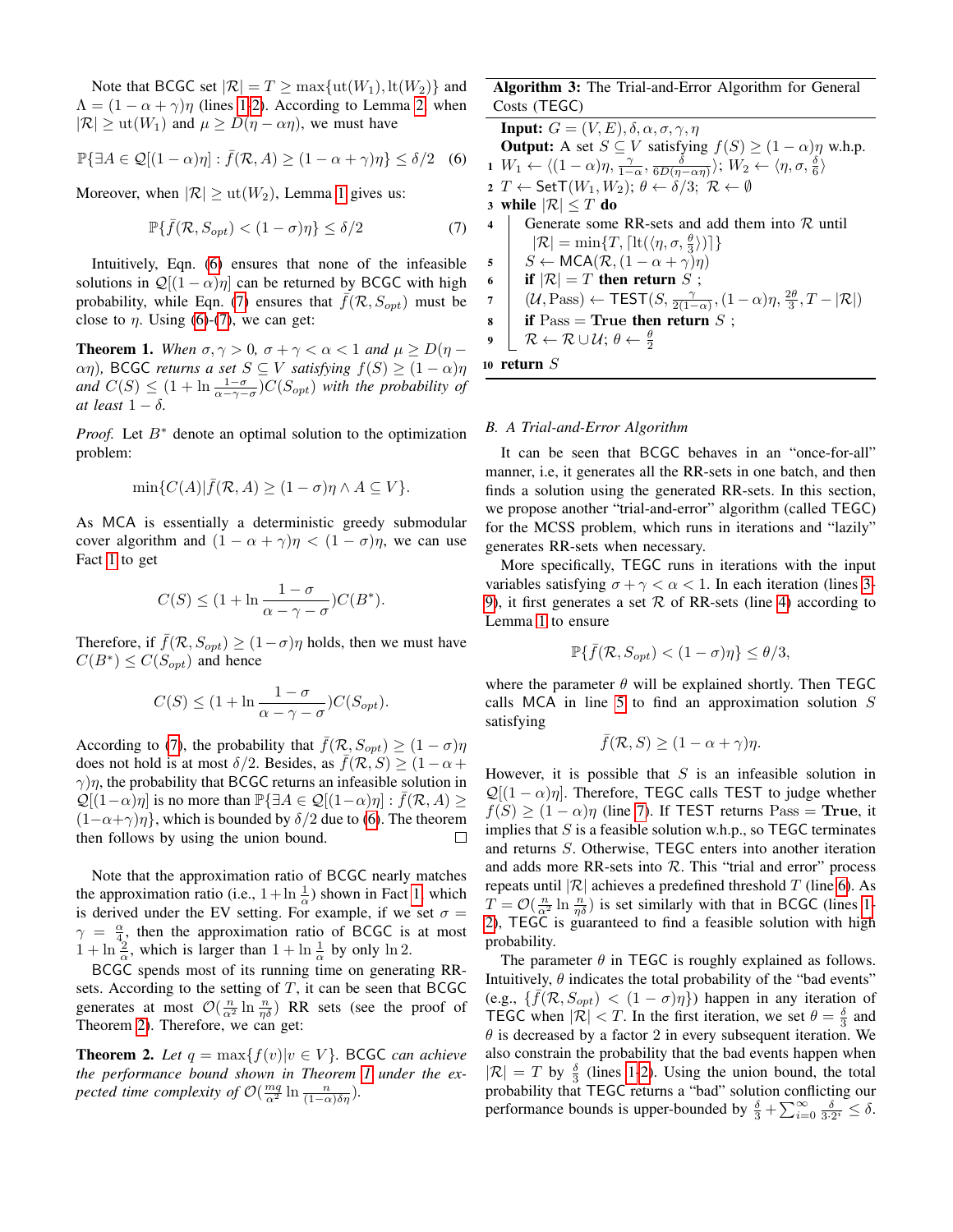Note that BCGC set $|\mathcal{R}| = T \geq \max\{\text{ut}(W_1), \text{lt}(W_2)\}$ and $\Lambda = (1-\alpha+\gamma)\eta$ (lines 1-2). According to Lemma 2, when $|\mathcal{R}| \geq \text{ut}(W_1)$ and $\mu \geq D(\eta - \alpha\eta)$, we must have

$$\mathbb{P}\{\exists A \in \mathcal{Q}[(1-\alpha)\eta] : \bar{f}(\mathcal{R}, A) \geq (1-\alpha+\gamma)\eta\} \leq \delta/2 \quad (6)$$

Moreover, when $|\mathcal{R}| \geq \text{ut}(W_2)$, Lemma 1 gives us:

$$\mathbb{P}\{\bar{f}(\mathcal{R}, S_{opt}) < (1-\sigma)\eta\} \leq \delta/2 \quad (7)$$

Intuitively, Eqn. (6) ensures that none of the infeasible solutions in $\mathcal{Q}[(1-\alpha)\eta]$ can be returned by BCGC with high probability, while Eqn. (7) ensures that $\bar{f}(\mathcal{R}, S_{opt})$ must be close to $\eta$. Using (6)-(7), we can get:

**Theorem 1.** *When $\sigma, \gamma > 0$, $\sigma + \gamma < \alpha < 1$ and $\mu \geq D(\eta - \alpha\eta)$, BCGC returns a set $S \subseteq V$ satisfying $f(S) \geq (1-\alpha)\eta$ and $C(S) \leq (1 + \ln \frac{1-\sigma}{\alpha-\gamma-\sigma})C(S_{opt})$ with the probability of at least $1-\delta$.*

*Proof.* Let $B^*$ denote an optimal solution to the optimization problem:

$$\min\{C(A) | \bar{f}(\mathcal{R}, A) \geq (1-\sigma)\eta \wedge A \subseteq V\}.$$

As MCA is essentially a deterministic greedy submodular cover algorithm and $(1-\alpha+\gamma)\eta < (1-\sigma)\eta$, we can use Fact 1 to get

$$C(S) \leq (1 + \ln \frac{1-\sigma}{\alpha-\gamma-\sigma})C(B^*).$$

Therefore, if $\bar{f}(\mathcal{R}, S_{opt}) \geq (1-\sigma)\eta$ holds, then we must have $C(B^*) \leq C(S_{opt})$ and hence

$$C(S) \leq (1 + \ln \frac{1-\sigma}{\alpha-\gamma-\sigma})C(S_{opt}).$$

According to (7), the probability that $\bar{f}(\mathcal{R}, S_{opt}) \geq (1-\sigma)\eta$ does not hold is at most $\delta/2$. Besides, as $\bar{f}(\mathcal{R}, S) \geq (1-\alpha+\gamma)\eta$, the probability that BCGC returns an infeasible solution in $\mathcal{Q}[(1-\alpha)\eta]$ is no more than $\mathbb{P}\{\exists A \in \mathcal{Q}[(1-\alpha)\eta] : \bar{f}(\mathcal{R}, A) \geq (1-\alpha+\gamma)\eta\}$, which is bounded by $\delta/2$ due to (6). The theorem then follows by using the union bound. □

Note that the approximation ratio of BCGC nearly matches the approximation ratio (i.e., $1 + \ln \frac{1}{\alpha}$) shown in Fact 1, which is derived under the EV setting. For example, if we set $\sigma = \gamma = \frac{\alpha}{4}$, then the approximation ratio of BCGC is at most $1 + \ln \frac{2}{\alpha}$, which is larger than $1 + \ln \frac{1}{\alpha}$ by only $\ln 2$.

BCGC spends most of its running time on generating RR-sets. According to the setting of $T$, it can be seen that BCGC generates at most $\mathcal{O}(\frac{n}{\alpha^2} \ln \frac{n}{\eta\delta})$ RR sets (see the proof of Theorem 2). Therefore, we can get:

**Theorem 2.** *Let $q = \max\{f(v)|v \in V\}$. BCGC can achieve the performance bound shown in Theorem 1 under the expected time complexity of $\mathcal{O}(\frac{mq}{\alpha^2} \ln \frac{n}{(1-\alpha)\delta\eta})$.*

---

**Algorithm 3:** The Trial-and-Error Algorithm for General Costs (TEGC)

**Input:** $G = (V, E), \delta, \alpha, \sigma, \gamma, \eta$

**Output:** A set $S \subseteq V$ satisfying $f(S) \geq (1-\alpha)\eta$ w.h.p.

1. $W_1 \leftarrow \langle (1-\alpha)\eta, \frac{\gamma}{1-\alpha}, \frac{\delta}{6D(\eta-\alpha\eta)} \rangle$; $W_2 \leftarrow \langle \eta, \sigma, \frac{\delta}{6} \rangle$
2. $T \leftarrow \text{SetT}(W_1, W_2)$; $\theta \leftarrow \delta/3$; $\mathcal{R} \leftarrow \emptyset$
3. **while** $|\mathcal{R}| \leq T$ **do**
4. &nbsp;&nbsp;&nbsp;&nbsp;Generate some RR-sets and add them into $\mathcal{R}$ until $|\mathcal{R}| = \min\{T, \lceil \text{lt}(\langle \eta, \sigma, \frac{\theta}{3} \rangle) \rceil\}$
5. &nbsp;&nbsp;&nbsp;&nbsp;$S \leftarrow \text{MCA}(\mathcal{R}, (1-\alpha+\gamma)\eta)$
6. &nbsp;&nbsp;&nbsp;&nbsp;**if** $|\mathcal{R}| = T$ **then return** $S$ ;
7. &nbsp;&nbsp;&nbsp;&nbsp;$(\mathcal{U}, \text{Pass}) \leftarrow \text{TEST}(S, \frac{\gamma}{2(1-\alpha)}, (1-\alpha)\eta, \frac{2\theta}{3}, T - |\mathcal{R}|)$
8. &nbsp;&nbsp;&nbsp;&nbsp;**if** $\text{Pass} = \textbf{True}$ **then return** $S$ ;
9. &nbsp;&nbsp;&nbsp;&nbsp;$\mathcal{R} \leftarrow \mathcal{R} \cup \mathcal{U}$; $\theta \leftarrow \frac{\theta}{2}$
10. **return** $S$

---

### B. A Trial-and-Error Algorithm

It can be seen that BCGC behaves in an "once-for-all" manner, i.e, it generates all the RR-sets in one batch, and then finds a solution using the generated RR-sets. In this section, we propose another "trial-and-error" algorithm (called TEGC) for the MCSS problem, which runs in iterations and "lazily" generates RR-sets when necessary.

More specifically, TEGC runs in iterations with the input variables satisfying $\sigma + \gamma < \alpha < 1$. In each iteration (lines 3-9), it first generates a set $\mathcal{R}$ of RR-sets (line 4) according to Lemma 1 to ensure

$$\mathbb{P}\{\bar{f}(\mathcal{R}, S_{opt}) < (1-\sigma)\eta\} \leq \theta/3,$$

where the parameter $\theta$ will be explained shortly. Then TEGC calls MCA in line 5 to find an approximation solution $S$ satisfying

$$\bar{f}(\mathcal{R}, S) \geq (1-\alpha+\gamma)\eta.$$

However, it is possible that $S$ is an infeasible solution in $\mathcal{Q}[(1-\alpha)\eta]$. Therefore, TEGC calls TEST to judge whether $f(S) \geq (1-\alpha)\eta$ (line 7). If TEST returns $\text{Pass} = \textbf{True}$, it implies that $S$ is a feasible solution w.h.p., so TEGC terminates and returns $S$. Otherwise, TEGC enters into another iteration and adds more RR-sets into $\mathcal{R}$. This "trial and error" process repeats until $|\mathcal{R}|$ achieves a predefined threshold $T$ (line 6). As $T = \mathcal{O}(\frac{n}{\alpha^2} \ln \frac{n}{\eta\delta})$ is set similarly with that in BCGC (lines 1-2), TEGC is guaranteed to find a feasible solution with high probability.

The parameter $\theta$ in TEGC is roughly explained as follows. Intuitively, $\theta$ indicates the total probability of the "bad events" (e.g., $\{\bar{f}(\mathcal{R}, S_{opt}) < (1-\sigma)\eta\}$) happen in any iteration of TEGC when $|\mathcal{R}| < T$. In the first iteration, we set $\theta = \frac{\delta}{3}$ and $\theta$ is decreased by a factor 2 in every subsequent iteration. We also constrain the probability that the bad events happen when $|\mathcal{R}| = T$ by $\frac{\delta}{3}$ (lines 1-2). Using the union bound, the total probability that TEGC returns a "bad" solution conflicting our performance bounds is upper-bounded by $\frac{\delta}{3} + \sum_{i=0}^{\infty} \frac{\delta}{3 \cdot 2^i} \leq \delta$.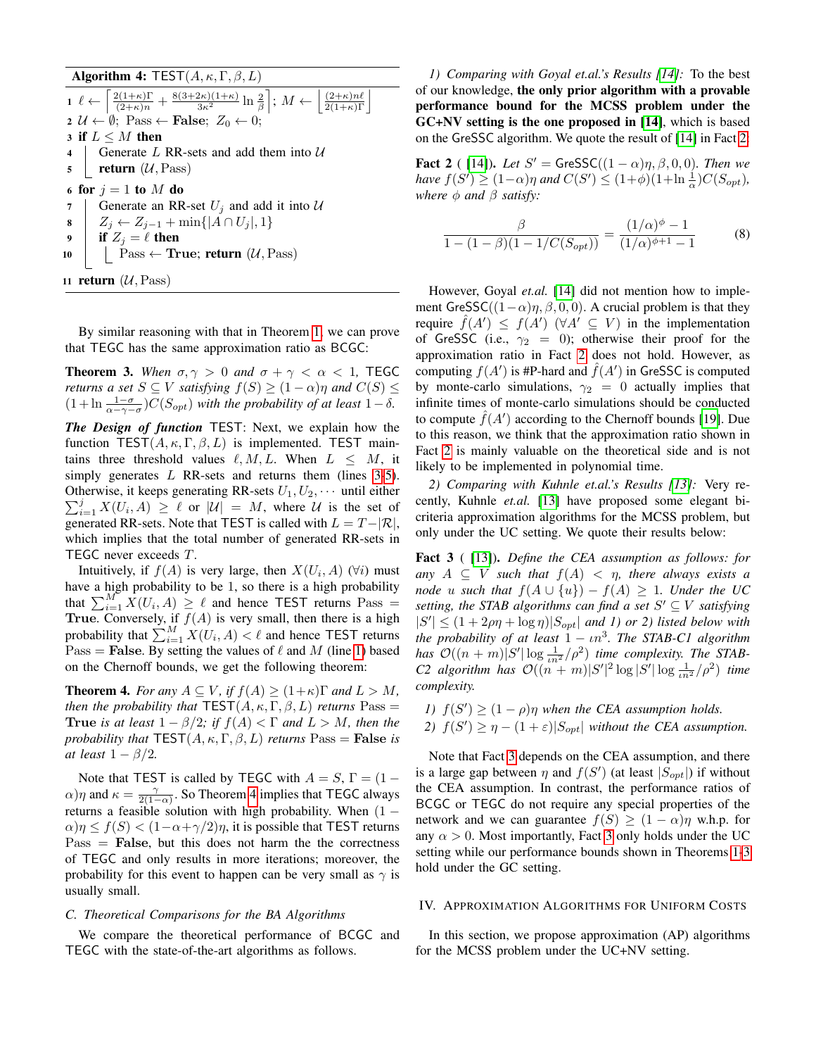**Algorithm 4:** TEST$(A, \kappa, \Gamma, \beta, L)$

```
1  ℓ ← ⌈ 2(1+κ)Γ/((2+κ)n) + 8(3+2κ)(1+κ)/(3κ²) ln(2/β) ⌉;  M ← ⌊ (2+κ)nℓ / (2(1+κ)Γ) ⌋
2  U ← ∅;  Pass ← False;  Z_0 ← 0;
3  if L ≤ M then
4      Generate L RR-sets and add them into U
5      return (U, Pass)
6  for j = 1 to M do
7      Generate an RR-set U_j and add it into U
8      Z_j ← Z_{j-1} + min{|A ∩ U_j|, 1}
9      if Z_j = ℓ then
10         Pass ← True; return (U, Pass)
11 return (U, Pass)
```

By similar reasoning with that in Theorem 1, we can prove that TEGC has the same approximation ratio as BCGC:

**Theorem 3.** *When $\sigma, \gamma > 0$ and $\sigma + \gamma < \alpha < 1$, TEGC returns a set $S \subseteq V$ satisfying $f(S) \geq (1-\alpha)\eta$ and $C(S) \leq (1 + \ln \frac{1-\sigma}{\alpha-\gamma-\sigma})C(S_{opt})$ with the probability of at least $1-\delta$.*

***The Design of function*** TEST: Next, we explain how the function TEST$(A, \kappa, \Gamma, \beta, L)$ is implemented. TEST maintains three threshold values $\ell, M, L$. When $L \leq M$, it simply generates $L$ RR-sets and returns them (lines 3-5). Otherwise, it keeps generating RR-sets $U_1, U_2, \cdots$ until either $\sum_{i=1}^{j} X(U_i, A) \geq \ell$ or $|\mathcal{U}| = M$, where $\mathcal{U}$ is the set of generated RR-sets. Note that TEST is called with $L = T - |\mathcal{R}|$, which implies that the total number of generated RR-sets in TEGC never exceeds $T$.

Intuitively, if $f(A)$ is very large, then $X(U_i, A)$ $(\forall i)$ must have a high probability to be 1, so there is a high probability that $\sum_{i=1}^{M} X(U_i, A) \geq \ell$ and hence TEST returns Pass = **True**. Conversely, if $f(A)$ is very small, then there is a high probability that $\sum_{i=1}^{M} X(U_i, A) < \ell$ and hence TEST returns Pass = **False**. By setting the values of $\ell$ and $M$ (line 1) based on the Chernoff bounds, we get the following theorem:

**Theorem 4.** *For any $A \subseteq V$, if $f(A) \geq (1+\kappa)\Gamma$ and $L > M$, then the probability that TEST$(A, \kappa, \Gamma, \beta, L)$ returns Pass = **True** is at least $1 - \beta/2$; if $f(A) < \Gamma$ and $L > M$, then the probability that TEST$(A, \kappa, \Gamma, \beta, L)$ returns Pass = **False** is at least $1 - \beta/2$.*

Note that TEST is called by TEGC with $A = S$, $\Gamma = (1-\alpha)\eta$ and $\kappa = \frac{\gamma}{2(1-\alpha)}$. So Theorem 4 implies that TEGC always returns a feasible solution with high probability. When $(1-\alpha)\eta \leq f(S) < (1-\alpha+\gamma/2)\eta$, it is possible that TEST returns Pass = **False**, but this does not harm the the correctness of TEGC and only results in more iterations; moreover, the probability for this event to happen can be very small as $\gamma$ is usually small.

### C. Theoretical Comparisons for the BA Algorithms

We compare the theoretical performance of BCGC and TEGC with the state-of-the-art algorithms as follows.

*1) Comparing with Goyal et.al.'s Results [14]:* To the best of our knowledge, **the only prior algorithm with a provable performance bound for the MCSS problem under the GC+NV setting is the one proposed in [14]**, which is based on the GreSSC algorithm. We quote the result of [14] in Fact 2:

**Fact 2** ( [14]). *Let $S' = $ GreSSC$((1-\alpha)\eta, \beta, 0, 0)$. Then we have $f(S') \geq (1-\alpha)\eta$ and $C(S') \leq (1+\phi)(1+\ln\frac{1}{\alpha})C(S_{opt})$, where $\phi$ and $\beta$ satisfy:*

$$\frac{\beta}{1-(1-\beta)(1-1/C(S_{opt}))} = \frac{(1/\alpha)^{\phi}-1}{(1/\alpha)^{\phi+1}-1} \tag{8}$$

However, Goyal *et.al.* [14] did not mention how to implement GreSSC$((1-\alpha)\eta, \beta, 0, 0)$. A crucial problem is that they require $\hat{f}(A') \leq f(A')$ $(\forall A' \subseteq V)$ in the implementation of GreSSC (i.e., $\gamma_2 = 0$); otherwise their proof for the approximation ratio in Fact 2 does not hold. However, as computing $f(A')$ is #P-hard and $\hat{f}(A')$ in GreSSC is computed by monte-carlo simulations, $\gamma_2 = 0$ actually implies that infinite times of monte-carlo simulations should be conducted to compute $\hat{f}(A')$ according to the Chernoff bounds [19]. Due to this reason, we think that the approximation ratio shown in Fact 2 is mainly valuable on the theoretical side and is not likely to be implemented in polynomial time.

*2) Comparing with Kuhnle et.al.'s Results [13]:* Very recently, Kuhnle *et.al.* [13] have proposed some elegant bi-criteria approximation algorithms for the MCSS problem, but only under the UC setting. We quote their results below:

**Fact 3** ( [13]). *Define the CEA assumption as follows: for any $A \subseteq V$ such that $f(A) < \eta$, there always exists a node $u$ such that $f(A \cup \{u\}) - f(A) \geq 1$. Under the UC setting, the STAB algorithms can find a set $S' \subseteq V$ satisfying $|S'| \leq (1 + 2\rho\eta + \log\eta)|S_{opt}|$ and 1) or 2) listed below with the probability of at least $1 - \iota n^3$. The STAB-C1 algorithm has $\mathcal{O}((n+m)|S'|\log\frac{1}{\iota n^2}/\rho^2)$ time complexity. The STAB-C2 algorithm has $\mathcal{O}((n+m)|S'|^2\log|S'|\log\frac{1}{\iota n^2}/\rho^2)$ time complexity.*

1) *$f(S') \geq (1-\rho)\eta$ when the CEA assumption holds.*
2) *$f(S') \geq \eta - (1+\varepsilon)|S_{opt}|$ without the CEA assumption.*

Note that Fact 3 depends on the CEA assumption, and there is a large gap between $\eta$ and $f(S')$ (at least $|S_{opt}|$) if without the CEA assumption. In contrast, the performance ratios of BCGC or TEGC do not require any special properties of the network and we can guarantee $f(S) \geq (1-\alpha)\eta$ w.h.p. for any $\alpha > 0$. Most importantly, Fact 3 only holds under the UC setting while our performance bounds shown in Theorems 1-3 hold under the GC setting.

## IV. Approximation Algorithms for Uniform Costs

In this section, we propose approximation (AP) algorithms for the MCSS problem under the UC+NV setting.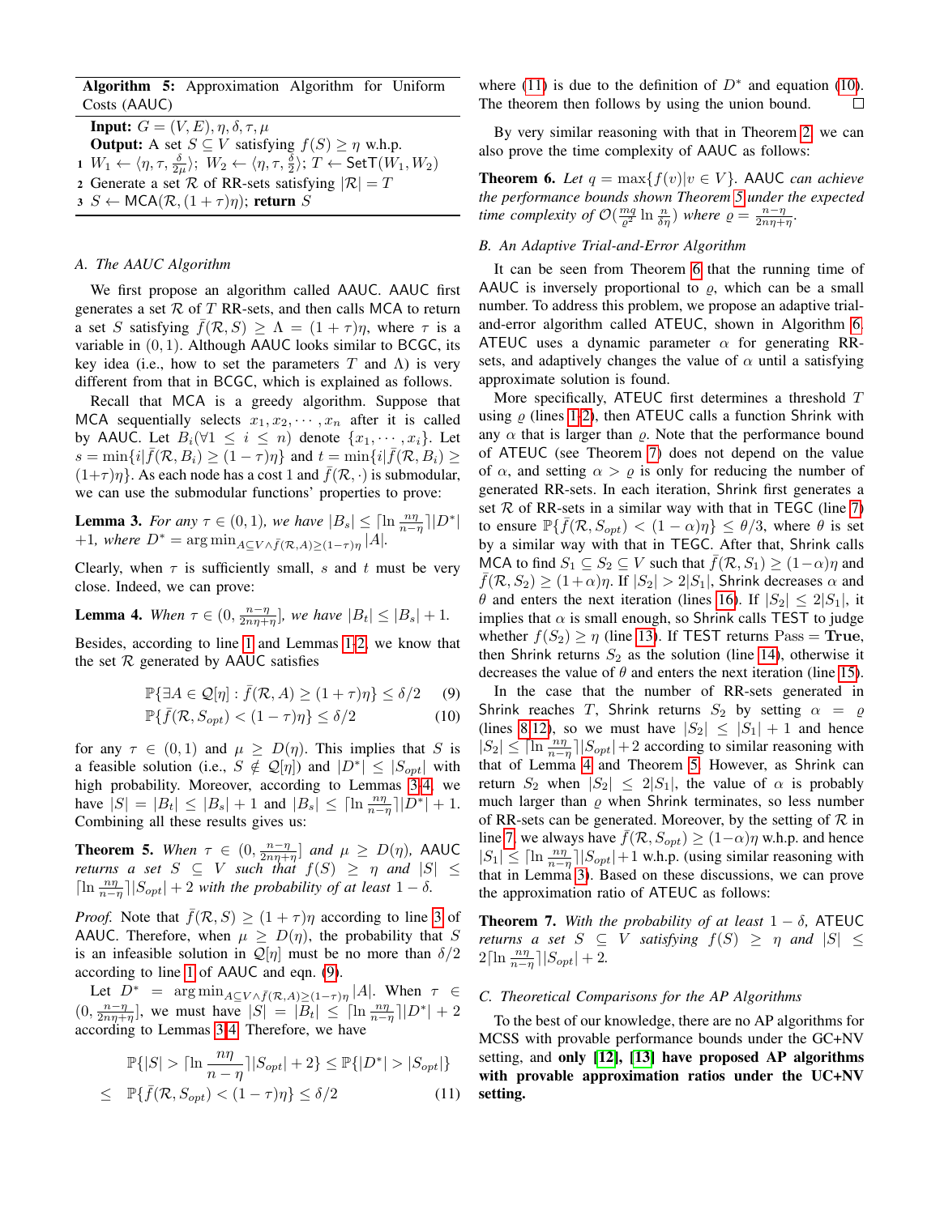**Algorithm 5:** Approximation Algorithm for Uniform Costs (AAUC)

**Input:** $G = (V, E), \eta, \delta, \tau, \mu$
**Output:** A set $S \subseteq V$ satisfying $f(S) \geq \eta$ w.h.p.

1. $W_1 \leftarrow \langle \eta, \tau, \frac{\delta}{2\mu} \rangle$; $W_2 \leftarrow \langle \eta, \tau, \frac{\delta}{2} \rangle$; $T \leftarrow \mathsf{SetT}(W_1, W_2)$
2. Generate a set $\mathcal{R}$ of RR-sets satisfying $|\mathcal{R}| = T$
3. $S \leftarrow \mathsf{MCA}(\mathcal{R}, (1+\tau)\eta)$; **return** $S$

### A. The AAUC Algorithm

We first propose an algorithm called AAUC. AAUC first generates a set $\mathcal{R}$ of $T$ RR-sets, and then calls MCA to return a set $S$ satisfying $\bar{f}(\mathcal{R}, S) \geq \Lambda = (1+\tau)\eta$, where $\tau$ is a variable in $(0, 1)$. Although AAUC looks similar to BCGC, its key idea (i.e., how to set the parameters $T$ and $\Lambda$) is very different from that in BCGC, which is explained as follows.

Recall that MCA is a greedy algorithm. Suppose that MCA sequentially selects $x_1, x_2, \cdots, x_n$ after it is called by AAUC. Let $B_i(\forall 1 \leq i \leq n)$ denote $\{x_1, \cdots, x_i\}$. Let $s = \min\{i|\bar{f}(\mathcal{R}, B_i) \geq (1-\tau)\eta\}$ and $t = \min\{i|\bar{f}(\mathcal{R}, B_i) \geq (1+\tau)\eta\}$. As each node has a cost 1 and $\bar{f}(\mathcal{R}, \cdot)$ is submodular, we can use the submodular functions' properties to prove:

**Lemma 3.** *For any $\tau \in (0, 1)$, we have $|B_s| \leq \lceil \ln \frac{n\eta}{n-\eta} \rceil |D^*| + 1$, where $D^* = \arg\min_{A \subseteq V \wedge \bar{f}(\mathcal{R}, A) \geq (1-\tau)\eta} |A|$.*

Clearly, when $\tau$ is sufficiently small, $s$ and $t$ must be very close. Indeed, we can prove:

**Lemma 4.** *When $\tau \in (0, \frac{n-\eta}{2n\eta+\eta}]$, we have $|B_t| \leq |B_s| + 1$.*

Besides, according to line 1 and Lemmas 1-2, we know that the set $\mathcal{R}$ generated by AAUC satisfies

$$\mathbb{P}\{\exists A \in \mathcal{Q}[\eta] : \bar{f}(\mathcal{R}, A) \geq (1+\tau)\eta\} \leq \delta/2 \tag{9}$$

$$\mathbb{P}\{\bar{f}(\mathcal{R}, S_{opt}) < (1-\tau)\eta\} \leq \delta/2 \tag{10}$$

for any $\tau \in (0, 1)$ and $\mu \geq D(\eta)$. This implies that $S$ is a feasible solution (i.e., $S \notin \mathcal{Q}[\eta]$) and $|D^*| \leq |S_{opt}|$ with high probability. Moreover, according to Lemmas 3-4, we have $|S| = |B_t| \leq |B_s| + 1$ and $|B_s| \leq \lceil \ln \frac{n\eta}{n-\eta} \rceil |D^*| + 1$. Combining all these results gives us:

**Theorem 5.** *When $\tau \in (0, \frac{n-\eta}{2n\eta+\eta}]$ and $\mu \geq D(\eta)$, AAUC returns a set $S \subseteq V$ such that $f(S) \geq \eta$ and $|S| \leq \lceil \ln \frac{n\eta}{n-\eta} \rceil |S_{opt}| + 2$ with the probability of at least $1 - \delta$.*

*Proof.* Note that $\bar{f}(\mathcal{R}, S) \geq (1+\tau)\eta$ according to line 3 of AAUC. Therefore, when $\mu \geq D(\eta)$, the probability that $S$ is an infeasible solution in $\mathcal{Q}[\eta]$ must be no more than $\delta/2$ according to line 1 of AAUC and eqn. (9).

Let $D^* = \arg\min_{A \subseteq V \wedge \bar{f}(\mathcal{R}, A) \geq (1-\tau)\eta} |A|$. When $\tau \in (0, \frac{n-\eta}{2n\eta+\eta}]$, we must have $|S| = |B_t| \leq \lceil \ln \frac{n\eta}{n-\eta} \rceil |D^*| + 2$ according to Lemmas 3-4. Therefore, we have

$$\begin{aligned} &\mathbb{P}\{|S| > \lceil \ln \frac{n\eta}{n-\eta} \rceil |S_{opt}| + 2\} \leq \mathbb{P}\{|D^*| > |S_{opt}|\} \\ \leq\ &\mathbb{P}\{\bar{f}(\mathcal{R}, S_{opt}) < (1-\tau)\eta\} \leq \delta/2 \end{aligned} \tag{11}$$

where (11) is due to the definition of $D^*$ and equation (10). The theorem then follows by using the union bound. ☐

By very similar reasoning with that in Theorem 2, we can also prove the time complexity of AAUC as follows:

**Theorem 6.** *Let $q = \max\{f(v)|v \in V\}$. AAUC can achieve the performance bounds shown Theorem 5 under the expected time complexity of $\mathcal{O}(\frac{mq}{\varrho^2} \ln \frac{n}{\delta\eta})$ where $\varrho = \frac{n-\eta}{2n\eta+\eta}$.*

### B. An Adaptive Trial-and-Error Algorithm

It can be seen from Theorem 6 that the running time of AAUC is inversely proportional to $\varrho$, which can be a small number. To address this problem, we propose an adaptive trial-and-error algorithm called ATEUC, shown in Algorithm 6. ATEUC uses a dynamic parameter $\alpha$ for generating RR-sets, and adaptively changes the value of $\alpha$ until a satisfying approximate solution is found.

More specifically, ATEUC first determines a threshold $T$ using $\varrho$ (lines 1-2), then ATEUC calls a function Shrink with any $\alpha$ that is larger than $\varrho$. Note that the performance bound of ATEUC (see Theorem 7) does not depend on the value of $\alpha$, and setting $\alpha > \varrho$ is only for reducing the number of generated RR-sets. In each iteration, Shrink first generates a set $\mathcal{R}$ of RR-sets in a similar way with that in TEGC (line 7) to ensure $\mathbb{P}\{\bar{f}(\mathcal{R}, S_{opt}) < (1-\alpha)\eta\} \leq \theta/3$, where $\theta$ is set by a similar way with that in TEGC. After that, Shrink calls MCA to find $S_1 \subseteq S_2 \subseteq V$ such that $\bar{f}(\mathcal{R}, S_1) \geq (1-\alpha)\eta$ and $\bar{f}(\mathcal{R}, S_2) \geq (1+\alpha)\eta$. If $|S_2| > 2|S_1|$, Shrink decreases $\alpha$ and $\theta$ and enters the next iteration (lines 16). If $|S_2| \leq 2|S_1|$, it implies that $\alpha$ is small enough, so Shrink calls TEST to judge whether $f(S_2) \geq \eta$ (line 13). If TEST returns Pass = **True**, then Shrink returns $S_2$ as the solution (line 14), otherwise it decreases the value of $\theta$ and enters the next iteration (line 15).

In the case that the number of RR-sets generated in Shrink reaches $T$, Shrink returns $S_2$ by setting $\alpha = \varrho$ (lines 8-12), so we must have $|S_2| \leq |S_1| + 1$ and hence $|S_2| \leq \lceil \ln \frac{n\eta}{n-\eta} \rceil |S_{opt}| + 2$ according to similar reasoning with that of Lemma 4 and Theorem 5. However, as Shrink can return $S_2$ when $|S_2| \leq 2|S_1|$, the value of $\alpha$ is probably much larger than $\varrho$ when Shrink terminates, so less number of RR-sets can be generated. Moreover, by the setting of $\mathcal{R}$ in line 7, we always have $\bar{f}(\mathcal{R}, S_{opt}) \geq (1-\alpha)\eta$ w.h.p. and hence $|S_1| \leq \lceil \ln \frac{n\eta}{n-\eta} \rceil |S_{opt}| + 1$ w.h.p. (using similar reasoning with that in Lemma 3). Based on these discussions, we can prove the approximation ratio of ATEUC as follows:

**Theorem 7.** *With the probability of at least $1 - \delta$, ATEUC returns a set $S \subseteq V$ satisfying $f(S) \geq \eta$ and $|S| \leq 2\lceil \ln \frac{n\eta}{n-\eta} \rceil |S_{opt}| + 2$.*

### C. Theoretical Comparisons for the AP Algorithms

To the best of our knowledge, there are no AP algorithms for MCSS with provable performance bounds under the GC+NV setting, and **only [12], [13] have proposed AP algorithms with provable approximation ratios under the UC+NV setting.**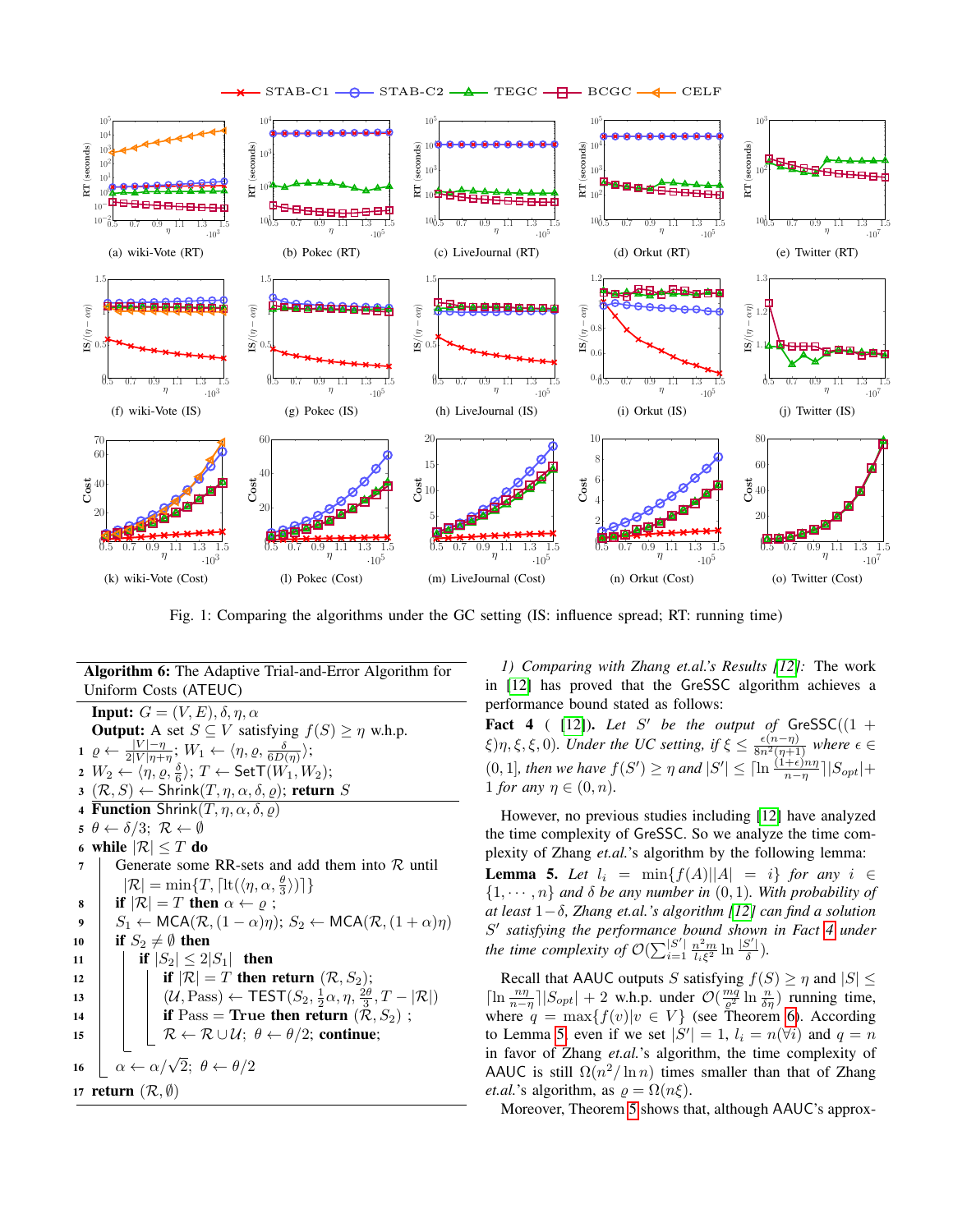STAB-C1 STAB-C2 TEGC BCGC CELF

(a) wiki-Vote (RT) (b) Pokec (RT) (c) LiveJournal (RT) (d) Orkut (RT) (e) Twitter (RT)

(f) wiki-Vote (IS) (g) Pokec (IS) (h) LiveJournal (IS) (i) Orkut (IS) (j) Twitter (IS)

(k) wiki-Vote (Cost) (l) Pokec (Cost) (m) LiveJournal (Cost) (n) Orkut (Cost) (o) Twitter (Cost)

Fig. 1: Comparing the algorithms under the GC setting (IS: influence spread; RT: running time)

**Algorithm 6:** The Adaptive Trial-and-Error Algorithm for Uniform Costs (ATEUC)

**Input:** $G = (V, E), \delta, \eta, \alpha$

**Output:** A set $S \subseteq V$ satisfying $f(S) \geq \eta$ w.h.p.

```
1  ϱ ← (|V|−η)/(2|V|η+η); W1 ← ⟨η, ϱ, δ/(6D(η))⟩;
2  W2 ← ⟨η, ϱ, δ/6⟩; T ← SetT(W1, W2);
3  (R, S) ← Shrink(T, η, α, δ, ϱ); return S
4  Function Shrink(T, η, α, δ, ϱ)
5    θ ← δ/3; R ← ∅
6    while |R| ≤ T do
7      Generate some RR-sets and add them into R until
         |R| = min{T, ⌈lt(⟨η, α, θ/3⟩)⌉}
8      if |R| = T then α ← ϱ ;
9      S1 ← MCA(R, (1 − α)η); S2 ← MCA(R, (1 + α)η)
10     if S2 ≠ ∅ then
11       if |S2| ≤ 2|S1| then
12         if |R| = T then return (R, S2);
13         (U, Pass) ← TEST(S2, α/2, η, 2θ/3, T − |R|)
14         if Pass = True then return (R, S2) ;
15         R ← R ∪ U; θ ← θ/2; continue;
16     α ← α/√2; θ ← θ/2
17 return (R, ∅)
```

*1) Comparing with Zhang et.al.'s Results [12]:* The work in [12] has proved that the GreSSC algorithm achieves a performance bound stated as follows:

**Fact 4** ( [12]). *Let $S'$ be the output of* GreSSC$((1+\xi)\eta, \xi, \xi, 0)$*. Under the UC setting, if $\xi \leq \frac{\epsilon(n-\eta)}{8n^2(\eta+1)}$ where $\epsilon \in (0, 1]$, then we have $f(S') \geq \eta$ and $|S'| \leq \lceil \ln \frac{(1+\epsilon)n\eta}{n-\eta} \rceil |S_{opt}| + 1$ for any $\eta \in (0, n)$.*

However, no previous studies including [12] have analyzed the time complexity of GreSSC. So we analyze the time complexity of Zhang *et.al.*'s algorithm by the following lemma:

**Lemma 5.** *Let $l_i = \min\{f(A) || A| = i\}$ for any $i \in \{1, \cdots, n\}$ and $\delta$ be any number in $(0, 1)$. With probability of at least $1-\delta$, Zhang et.al.'s algorithm [12] can find a solution $S'$ satisfying the performance bound shown in Fact 4 under the time complexity of $\mathcal{O}(\sum_{i=1}^{|S'|} \frac{n^2 m}{l_i \xi^2} \ln \frac{|S'|}{\delta})$.*

Recall that AAUC outputs $S$ satisfying $f(S) \geq \eta$ and $|S| \leq \lceil \ln \frac{n\eta}{n-\eta} \rceil |S_{opt}| + 2$ w.h.p. under $\mathcal{O}(\frac{mq}{\varrho^2} \ln \frac{n}{\delta\eta})$ running time, where $q = \max\{f(v) | v \in V\}$ (see Theorem 6). According to Lemma 5, even if we set $|S'| = 1$, $l_i = n (\forall i)$ and $q = n$ in favor of Zhang *et.al.*'s algorithm, the time complexity of AAUC is still $\Omega(n^2/\ln n)$ times smaller than that of Zhang *et.al.*'s algorithm, as $\varrho = \Omega(n\xi)$.

Moreover, Theorem 5 shows that, although AAUC's approx-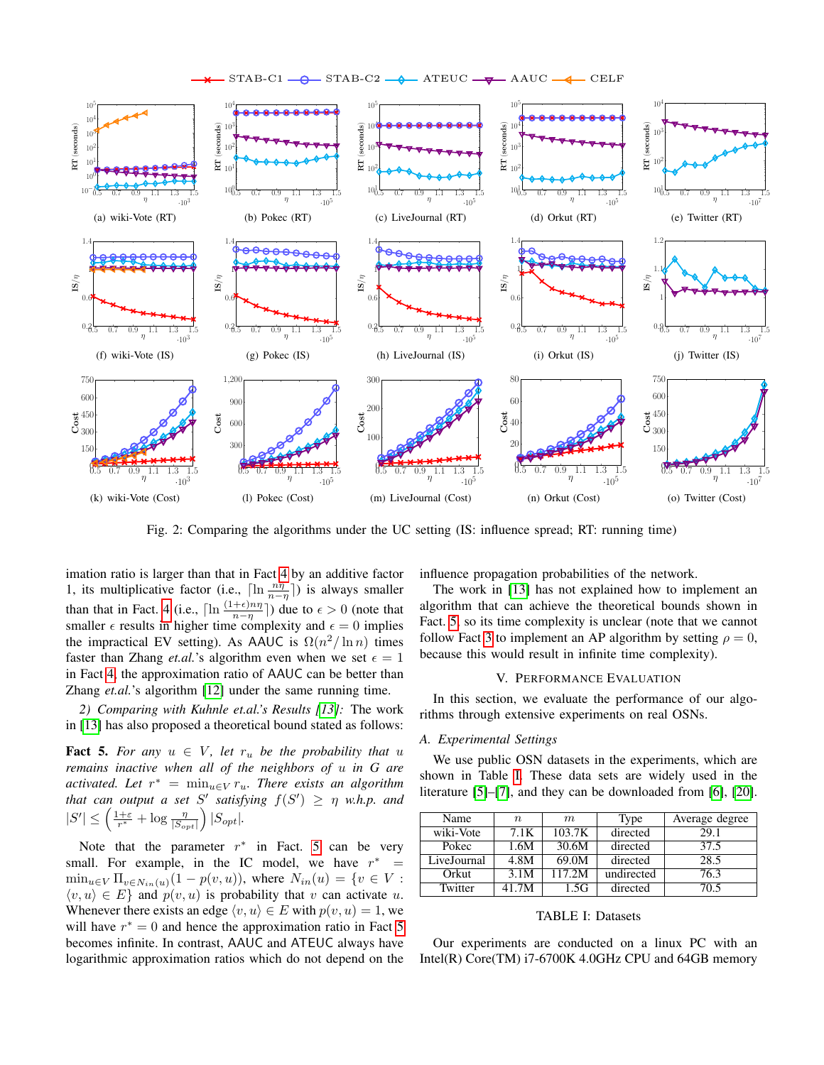Fig. 2: Comparing the algorithms under the UC setting (IS: influence spread; RT: running time)

imation ratio is larger than that in Fact 4 by an additive factor 1, its multiplicative factor (i.e., $\lceil \ln \frac{n\eta}{n-\eta} \rceil$) is always smaller than that in Fact. 4 (i.e., $\lceil \ln \frac{(1+\epsilon)n\eta}{n-\eta} \rceil$) due to $\epsilon > 0$ (note that smaller $\epsilon$ results in higher time complexity and $\epsilon = 0$ implies the impractical EV setting). As AAUC is $\Omega(n^2/\ln n)$ times faster than Zhang *et.al.*'s algorithm even when we set $\epsilon = 1$ in Fact 4, the approximation ratio of AAUC can be better than Zhang *et.al.*'s algorithm [12] under the same running time.

*2) Comparing with Kuhnle et.al.'s Results [13]:* The work in [13] has also proposed a theoretical bound stated as follows:

**Fact 5.** *For any $u \in V$, let $r_u$ be the probability that $u$ remains inactive when all of the neighbors of $u$ in $G$ are activated. Let $r^* = \min_{u \in V} r_u$. There exists an algorithm that can output a set $S'$ satisfying $f(S') \geq \eta$ w.h.p. and $|S'| \leq \left( \frac{1+\varepsilon}{r^*} + \log \frac{\eta}{|S_{opt}|} \right) |S_{opt}|$.*

Note that the parameter $r^*$ in Fact. 5 can be very small. For example, in the IC model, we have $r^* = \min_{u \in V} \Pi_{v \in N_{in}(u)}(1 - p(v,u))$, where $N_{in}(u) = \{v \in V : \langle v, u \rangle \in E\}$ and $p(v,u)$ is probability that $v$ can activate $u$. Whenever there exists an edge $\langle v, u \rangle \in E$ with $p(v,u) = 1$, we will have $r^* = 0$ and hence the approximation ratio in Fact 5 becomes infinite. In contrast, AAUC and ATEUC always have logarithmic approximation ratios which do not depend on the influence propagation probabilities of the network.

The work in [13] has not explained how to implement an algorithm that can achieve the theoretical bounds shown in Fact. 5, so its time complexity is unclear (note that we cannot follow Fact 3 to implement an AP algorithm by setting $\rho = 0$, because this would result in infinite time complexity).

## V. Performance Evaluation

In this section, we evaluate the performance of our algorithms through extensive experiments on real OSNs.

### A. Experimental Settings

We use public OSN datasets in the experiments, which are shown in Table I. These data sets are widely used in the literature [5]–[7], and they can be downloaded from [6], [20].

| Name | $n$ | $m$ | Type | Average degree |
|---|---|---|---|---|
| wiki-Vote | 7.1K | 103.7K | directed | 29.1 |
| Pokec | 1.6M | 30.6M | directed | 37.5 |
| LiveJournal | 4.8M | 69.0M | directed | 28.5 |
| Orkut | 3.1M | 117.2M | undirected | 76.3 |
| Twitter | 41.7M | 1.5G | directed | 70.5 |

TABLE I: Datasets

Our experiments are conducted on a linux PC with an Intel(R) Core(TM) i7-6700K 4.0GHz CPU and 64GB memory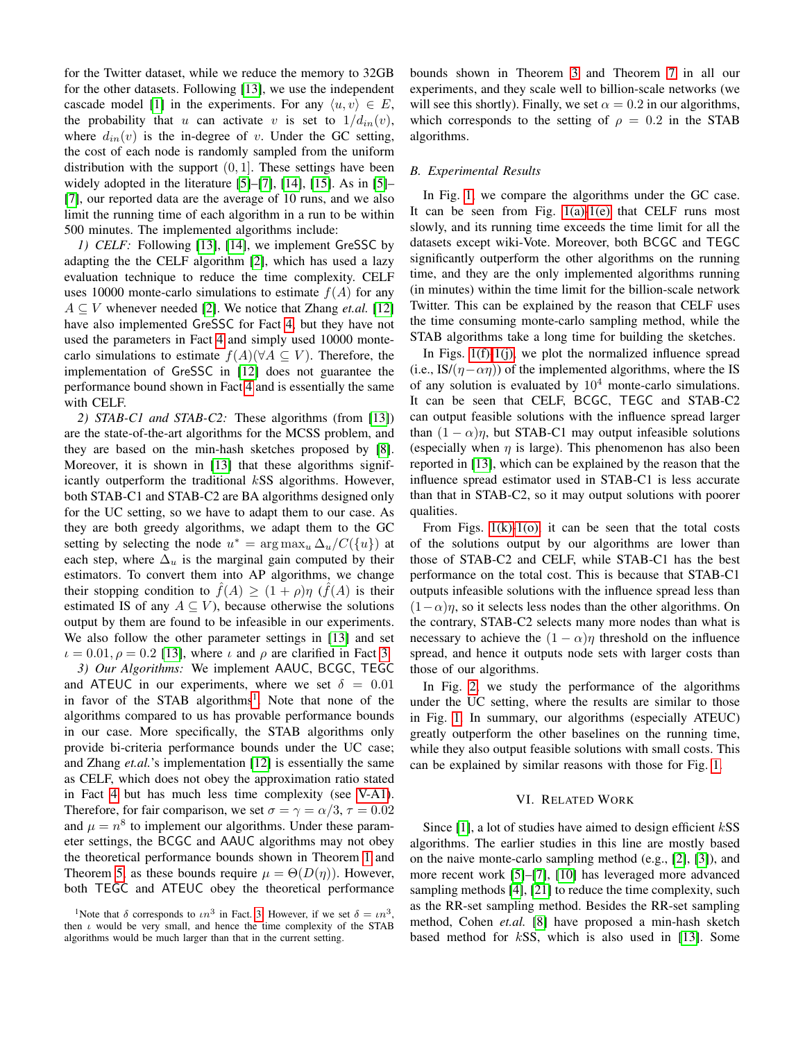for the Twitter dataset, while we reduce the memory to 32GB for the other datasets. Following [13], we use the independent cascade model [1] in the experiments. For any $\langle u, v \rangle \in E$, the probability that $u$ can activate $v$ is set to $1/d_{in}(v)$, where $d_{in}(v)$ is the in-degree of $v$. Under the GC setting, the cost of each node is randomly sampled from the uniform distribution with the support $(0, 1]$. These settings have been widely adopted in the literature [5]–[7], [14], [15]. As in [5]–[7], our reported data are the average of 10 runs, and we also limit the running time of each algorithm in a run to be within 500 minutes. The implemented algorithms include:

*1) CELF:* Following [13], [14], we implement GreSSC by adapting the the CELF algorithm [2], which has used a lazy evaluation technique to reduce the time complexity. CELF uses 10000 monte-carlo simulations to estimate $f(A)$ for any $A \subseteq V$ whenever needed [2]. We notice that Zhang *et.al.* [12] have also implemented GreSSC for Fact 4, but they have not used the parameters in Fact 4 and simply used 10000 monte-carlo simulations to estimate $f(A)(\forall A \subseteq V)$. Therefore, the implementation of GreSSC in [12] does not guarantee the performance bound shown in Fact 4 and is essentially the same with CELF.

*2) STAB-C1 and STAB-C2:* These algorithms (from [13]) are the state-of-the-art algorithms for the MCSS problem, and they are based on the min-hash sketches proposed by [8]. Moreover, it is shown in [13] that these algorithms significantly outperform the traditional $k$SS algorithms. However, both STAB-C1 and STAB-C2 are BA algorithms designed only for the UC setting, so we have to adapt them to our case. As they are both greedy algorithms, we adapt them to the GC setting by selecting the node $u^* = \arg\max_u \Delta_u / C(\{u\})$ at each step, where $\Delta_u$ is the marginal gain computed by their estimators. To convert them into AP algorithms, we change their stopping condition to $\hat{f}(A) \geq (1 + \rho)\eta$ ($\hat{f}(A)$ is their estimated IS of any $A \subseteq V$), because otherwise the solutions output by them are found to be infeasible in our experiments. We also follow the other parameter settings in [13] and set $\iota = 0.01, \rho = 0.2$ [13], where $\iota$ and $\rho$ are clarified in Fact 3.

*3) Our Algorithms:* We implement AAUC, BCGC, TEGC and ATEUC in our experiments, where we set $\delta = 0.01$ in favor of the STAB algorithms[1]. Note that none of the algorithms compared to us has provable performance bounds in our case. More specifically, the STAB algorithms only provide bi-criteria performance bounds under the UC case; and Zhang *et.al.*'s implementation [12] is essentially the same as CELF, which does not obey the approximation ratio stated in Fact 4 but has much less time complexity (see V-A1). Therefore, for fair comparison, we set $\sigma = \gamma = \alpha/3$, $\tau = 0.02$ and $\mu = n^8$ to implement our algorithms. Under these parameter settings, the BCGC and AAUC algorithms may not obey the theoretical performance bounds shown in Theorem 1 and Theorem 5, as these bounds require $\mu = \Theta(D(\eta))$. However, both TEGC and ATEUC obey the theoretical performance bounds shown in Theorem 3 and Theorem 7 in all our experiments, and they scale well to billion-scale networks (we will see this shortly). Finally, we set $\alpha = 0.2$ in our algorithms, which corresponds to the setting of $\rho = 0.2$ in the STAB algorithms.

[1]Note that $\delta$ corresponds to $\iota n^3$ in Fact. 3. However, if we set $\delta = \iota n^3$, then $\iota$ would be very small, and hence the time complexity of the STAB algorithms would be much larger than that in the current setting.

### B. Experimental Results

In Fig. 1, we compare the algorithms under the GC case. It can be seen from Fig. 1(a)-1(e) that CELF runs most slowly, and its running time exceeds the time limit for all the datasets except wiki-Vote. Moreover, both BCGC and TEGC significantly outperform the other algorithms on the running time, and they are the only implemented algorithms running (in minutes) within the time limit for the billion-scale network Twitter. This can be explained by the reason that CELF uses the time consuming monte-carlo sampling method, while the STAB algorithms take a long time for building the sketches.

In Figs. 1(f)-1(j), we plot the normalized influence spread (i.e., IS/$(\eta - \alpha\eta)$) of the implemented algorithms, where the IS of any solution is evaluated by $10^4$ monte-carlo simulations. It can be seen that CELF, BCGC, TEGC and STAB-C2 can output feasible solutions with the influence spread larger than $(1 - \alpha)\eta$, but STAB-C1 may output infeasible solutions (especially when $\eta$ is large). This phenomenon has also been reported in [13], which can be explained by the reason that the influence spread estimator used in STAB-C1 is less accurate than that in STAB-C2, so it may output solutions with poorer qualities.

From Figs. 1(k)-1(o), it can be seen that the total costs of the solutions output by our algorithms are lower than those of STAB-C2 and CELF, while STAB-C1 has the best performance on the total cost. This is because that STAB-C1 outputs infeasible solutions with the influence spread less than $(1-\alpha)\eta$, so it selects less nodes than the other algorithms. On the contrary, STAB-C2 selects many more nodes than what is necessary to achieve the $(1 - \alpha)\eta$ threshold on the influence spread, and hence it outputs node sets with larger costs than those of our algorithms.

In Fig. 2, we study the performance of the algorithms under the UC setting, where the results are similar to those in Fig. 1. In summary, our algorithms (especially ATEUC) greatly outperform the other baselines on the running time, while they also output feasible solutions with small costs. This can be explained by similar reasons with those for Fig. 1.

## VI. Related Work

Since [1], a lot of studies have aimed to design efficient $k$SS algorithms. The earlier studies in this line are mostly based on the naive monte-carlo sampling method (e.g., [2], [3]), and more recent work [5]–[7], [10] has leveraged more advanced sampling methods [4], [21] to reduce the time complexity, such as the RR-set sampling method. Besides the RR-set sampling method, Cohen *et.al.* [8] have proposed a min-hash sketch based method for $k$SS, which is also used in [13]. Some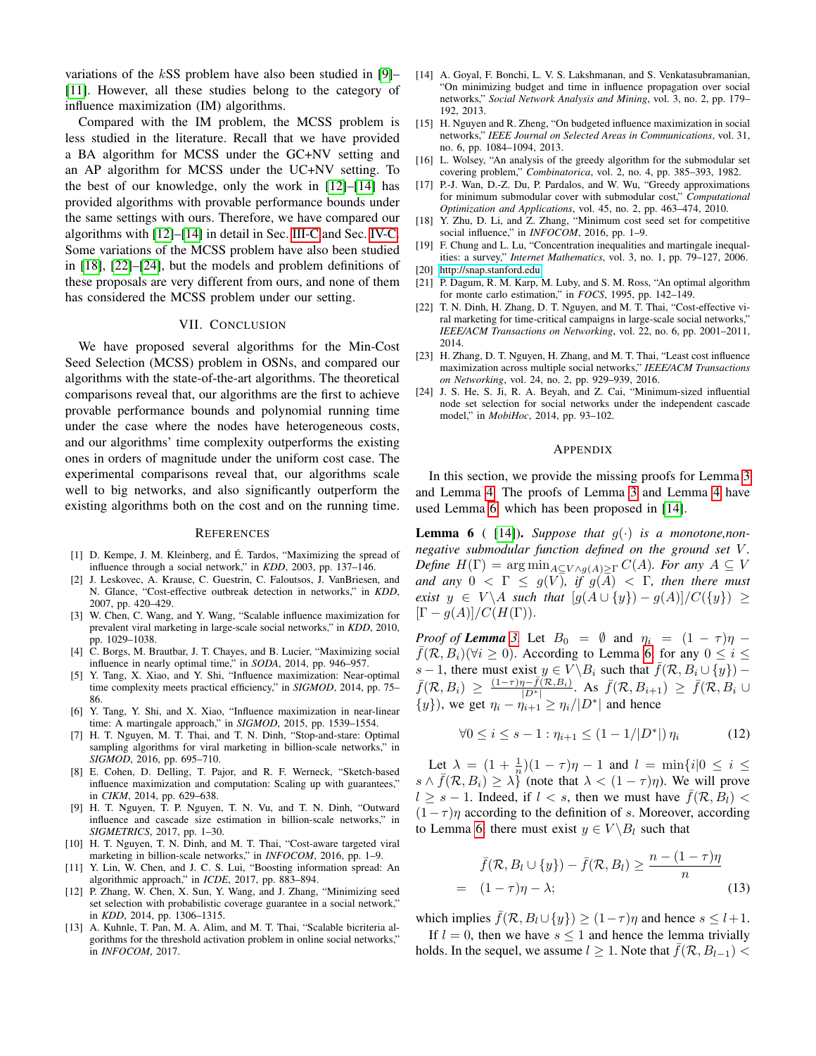variations of the $k$SS problem have also been studied in [9]–[11]. However, all these studies belong to the category of influence maximization (IM) algorithms.

Compared with the IM problem, the MCSS problem is less studied in the literature. Recall that we have provided a BA algorithm for MCSS under the GC+NV setting and an AP algorithm for MCSS under the UC+NV setting. To the best of our knowledge, only the work in [12]–[14] has provided algorithms with provable performance bounds under the same settings with ours. Therefore, we have compared our algorithms with [12]–[14] in detail in Sec. III-C and Sec. IV-C. Some variations of the MCSS problem have also been studied in [18], [22]–[24], but the models and problem definitions of these proposals are very different from ours, and none of them has considered the MCSS problem under our setting.

## VII. Conclusion

We have proposed several algorithms for the Min-Cost Seed Selection (MCSS) problem in OSNs, and compared our algorithms with the state-of-the-art algorithms. The theoretical comparisons reveal that, our algorithms are the first to achieve provable performance bounds and polynomial running time under the case where the nodes have heterogeneous costs, and our algorithms' time complexity outperforms the existing ones in orders of magnitude under the uniform cost case. The experimental comparisons reveal that, our algorithms scale well to big networks, and also significantly outperform the existing algorithms both on the cost and on the running time.

## References

[1] D. Kempe, J. M. Kleinberg, and É. Tardos, "Maximizing the spread of influence through a social network," in *KDD*, 2003, pp. 137–146.

[2] J. Leskovec, A. Krause, C. Guestrin, C. Faloutsos, J. VanBriesen, and N. Glance, "Cost-effective outbreak detection in networks," in *KDD*, 2007, pp. 420–429.

[3] W. Chen, C. Wang, and Y. Wang, "Scalable influence maximization for prevalent viral marketing in large-scale social networks," in *KDD*, 2010, pp. 1029–1038.

[4] C. Borgs, M. Brautbar, J. T. Chayes, and B. Lucier, "Maximizing social influence in nearly optimal time," in *SODA*, 2014, pp. 946–957.

[5] Y. Tang, X. Xiao, and Y. Shi, "Influence maximization: Near-optimal time complexity meets practical efficiency," in *SIGMOD*, 2014, pp. 75–86.

[6] Y. Tang, Y. Shi, and X. Xiao, "Influence maximization in near-linear time: A martingale approach," in *SIGMOD*, 2015, pp. 1539–1554.

[7] H. T. Nguyen, M. T. Thai, and T. N. Dinh, "Stop-and-stare: Optimal sampling algorithms for viral marketing in billion-scale networks," in *SIGMOD*, 2016, pp. 695–710.

[8] E. Cohen, D. Delling, T. Pajor, and R. F. Werneck, "Sketch-based influence maximization and computation: Scaling up with guarantees," in *CIKM*, 2014, pp. 629–638.

[9] H. T. Nguyen, T. P. Nguyen, T. N. Vu, and T. N. Dinh, "Outward influence and cascade size estimation in billion-scale networks," in *SIGMETRICS*, 2017, pp. 1–30.

[10] H. T. Nguyen, T. N. Dinh, and M. T. Thai, "Cost-aware targeted viral marketing in billion-scale networks," in *INFOCOM*, 2016, pp. 1–9.

[11] Y. Lin, W. Chen, and J. C. S. Lui, "Boosting information spread: An algorithmic approach," in *ICDE*, 2017, pp. 883–894.

[12] P. Zhang, W. Chen, X. Sun, Y. Wang, and J. Zhang, "Minimizing seed set selection with probabilistic coverage guarantee in a social network," in *KDD*, 2014, pp. 1306–1315.

[13] A. Kuhnle, T. Pan, M. A. Alim, and M. T. Thai, "Scalable bicriteria algorithms for the threshold activation problem in online social networks," in *INFOCOM*, 2017.

[14] A. Goyal, F. Bonchi, L. V. S. Lakshmanan, and S. Venkatasubramanian, "On minimizing budget and time in influence propagation over social networks," *Social Network Analysis and Mining*, vol. 3, no. 2, pp. 179–192, 2013.

[15] H. Nguyen and R. Zheng, "On budgeted influence maximization in social networks," *IEEE Journal on Selected Areas in Communications*, vol. 31, no. 6, pp. 1084–1094, 2013.

[16] L. Wolsey, "An analysis of the greedy algorithm for the submodular set covering problem," *Combinatorica*, vol. 2, no. 4, pp. 385–393, 1982.

[17] P.-J. Wan, D.-Z. Du, P. Pardalos, and W. Wu, "Greedy approximations for minimum submodular cover with submodular cost," *Computational Optimization and Applications*, vol. 45, no. 2, pp. 463–474, 2010.

[18] Y. Zhu, D. Li, and Z. Zhang, "Minimum cost seed set for competitive social influence," in *INFOCOM*, 2016, pp. 1–9.

[19] F. Chung and L. Lu, "Concentration inequalities and martingale inequalities: a survey," *Internet Mathematics*, vol. 3, no. 1, pp. 79–127, 2006.

[20] http://snap.stanford.edu

[21] P. Dagum, R. M. Karp, M. Luby, and S. M. Ross, "An optimal algorithm for monte carlo estimation," in *FOCS*, 1995, pp. 142–149.

[22] T. N. Dinh, H. Zhang, D. T. Nguyen, and M. T. Thai, "Cost-effective viral marketing for time-critical campaigns in large-scale social networks," *IEEE/ACM Transactions on Networking*, vol. 22, no. 6, pp. 2001–2011, 2014.

[23] H. Zhang, D. T. Nguyen, H. Zhang, and M. T. Thai, "Least cost influence maximization across multiple social networks," *IEEE/ACM Transactions on Networking*, vol. 24, no. 2, pp. 929–939, 2016.

[24] J. S. He, S. Ji, R. A. Beyah, and Z. Cai, "Minimum-sized influential node set selection for social networks under the independent cascade model," in *MobiHoc*, 2014, pp. 93–102.

## Appendix

In this section, we provide the missing proofs for Lemma 3 and Lemma 4. The proofs of Lemma 3 and Lemma 4 have used Lemma 6 which has been proposed in [14].

**Lemma 6** ( [14]). *Suppose that $g(\cdot)$ is a monotone,non-negative submodular function defined on the ground set $V$. Define $H(\Gamma) = \arg\min_{A \subseteq V \wedge g(A) \geq \Gamma} C(A)$. For any $A \subseteq V$ and any $0 \leq \Gamma \leq g(V)$, if $g(A) < \Gamma$, then there must exist $y \in V \backslash A$ such that $[g(A \cup \{y\}) - g(A)]/C(\{y\}) \geq [\Gamma - g(A)]/C(H(\Gamma))$.*

*Proof of* ***Lemma 3.*** Let $B_0 = \emptyset$ and $\eta_i = (1-\tau)\eta - \bar{f}(\mathcal{R}, B_i)(\forall i \geq 0)$. According to Lemma 6, for any $0 \leq i \leq s-1$, there must exist $y \in V \backslash B_i$ such that $\bar{f}(\mathcal{R}, B_i \cup \{y\}) - \bar{f}(\mathcal{R}, B_i) \geq \frac{(1-\tau)\eta - \bar{f}(\mathcal{R}, B_i)}{|D^*|}$. As $\bar{f}(\mathcal{R}, B_{i+1}) \geq \bar{f}(\mathcal{R}, B_i \cup \{y\})$, we get $\eta_i - \eta_{i+1} \geq \eta_i/|D^*|$ and hence

$$\forall 0 \leq i \leq s-1: \eta_{i+1} \leq (1 - 1/|D^*|)\, \eta_i \tag{12}$$

Let $\lambda = (1+\frac{1}{n})(1-\tau)\eta - 1$ and $l = \min\{i | 0 \leq i \leq s \wedge \bar{f}(\mathcal{R}, B_i) \geq \lambda\}$ (note that $\lambda < (1-\tau)\eta$). We will prove $l \geq s-1$. Indeed, if $l < s$, then we must have $\bar{f}(\mathcal{R}, B_l) < (1-\tau)\eta$ according to the definition of $s$. Moreover, according to Lemma 6, there must exist $y \in V \backslash B_l$ such that

$$\begin{aligned} & \bar{f}(\mathcal{R}, B_l \cup \{y\}) - \bar{f}(\mathcal{R}, B_l) \geq \frac{n - (1-\tau)\eta}{n} \\ = \;& (1-\tau)\eta - \lambda; \end{aligned} \tag{13}$$

which implies $\bar{f}(\mathcal{R}, B_l \cup \{y\}) \geq (1-\tau)\eta$ and hence $s \leq l+1$.

If $l = 0$, then we have $s \leq 1$ and hence the lemma trivially holds. In the sequel, we assume $l \geq 1$. Note that $\bar{f}(\mathcal{R}, B_{l-1}) <$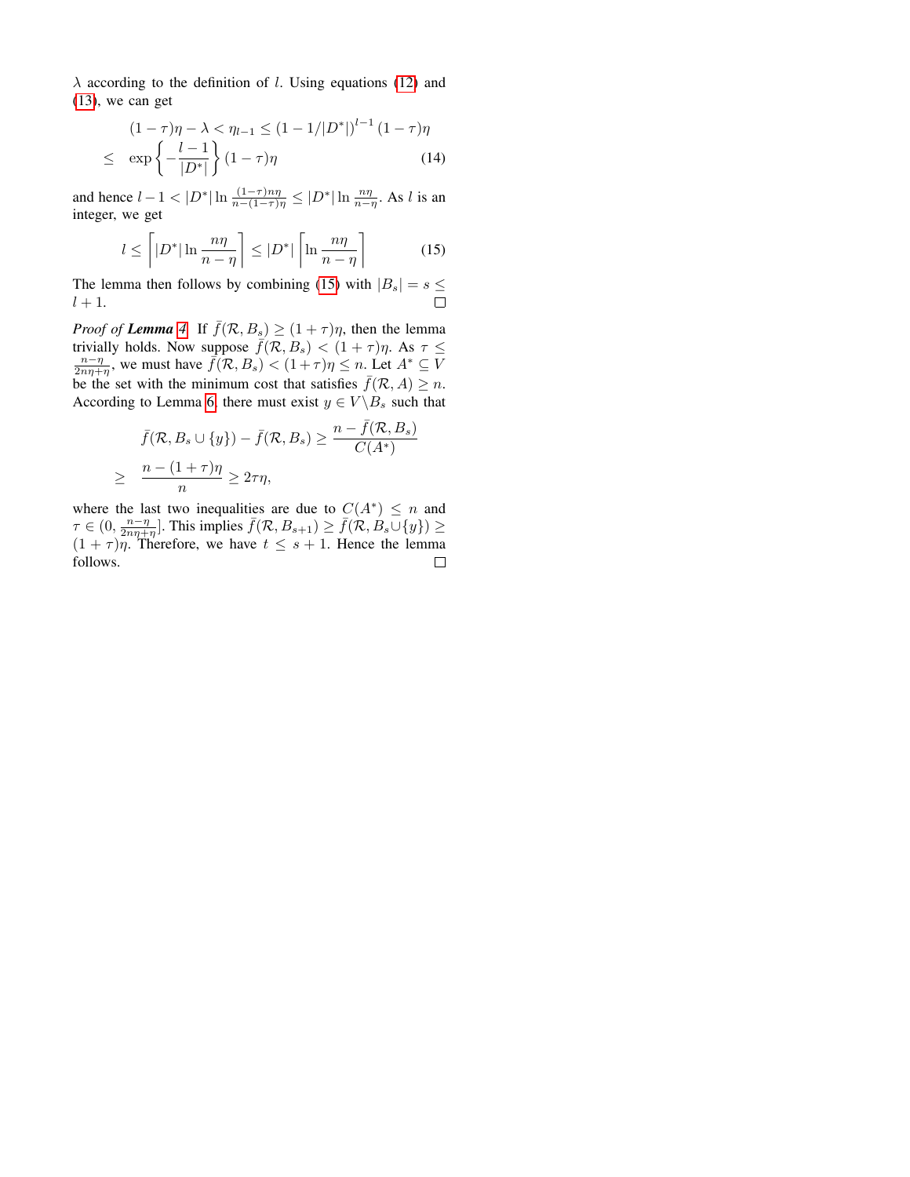$\lambda$ according to the definition of $l$. Using equations (12) and (13), we can get

$$
\begin{aligned}
&(1-\tau)\eta - \lambda < \eta_{l-1} \leq \left(1 - 1/|D^*|\right)^{l-1}(1-\tau)\eta \\
\leq \quad & \exp\left\{-\frac{l-1}{|D^*|}\right\}(1-\tau)\eta
\end{aligned}
\tag{14}
$$

and hence $l-1 < |D^*| \ln \frac{(1-\tau)n\eta}{n-(1-\tau)\eta} \leq |D^*| \ln \frac{n\eta}{n-\eta}$. As $l$ is an integer, we get

$$
l \leq \left\lceil |D^*| \ln \frac{n\eta}{n-\eta} \right\rceil \leq |D^*| \left\lceil \ln \frac{n\eta}{n-\eta} \right\rceil \tag{15}
$$

The lemma then follows by combining (15) with $|B_s| = s \leq l+1$. □

*Proof of **Lemma 4**.* If $\bar{f}(\mathcal{R}, B_s) \geq (1+\tau)\eta$, then the lemma trivially holds. Now suppose $\bar{f}(\mathcal{R}, B_s) < (1+\tau)\eta$. As $\tau \leq \frac{n-\eta}{2n\eta+\eta}$, we must have $\bar{f}(\mathcal{R}, B_s) < (1+\tau)\eta \leq n$. Let $A^* \subseteq V$ be the set with the minimum cost that satisfies $\bar{f}(\mathcal{R}, A) \geq n$. According to Lemma 6, there must exist $y \in V \backslash B_s$ such that

$$
\begin{aligned}
&\bar{f}(\mathcal{R}, B_s \cup \{y\}) - \bar{f}(\mathcal{R}, B_s) \geq \frac{n - \bar{f}(\mathcal{R}, B_s)}{C(A^*)} \\
\geq \quad & \frac{n - (1+\tau)\eta}{n} \geq 2\tau\eta,
\end{aligned}
$$

where the last two inequalities are due to $C(A^*) \leq n$ and $\tau \in (0, \frac{n-\eta}{2n\eta+\eta}]$. This implies $\bar{f}(\mathcal{R}, B_{s+1}) \geq \bar{f}(\mathcal{R}, B_s \cup \{y\}) \geq (1+\tau)\eta$. Therefore, we have $t \leq s+1$. Hence the lemma follows. □